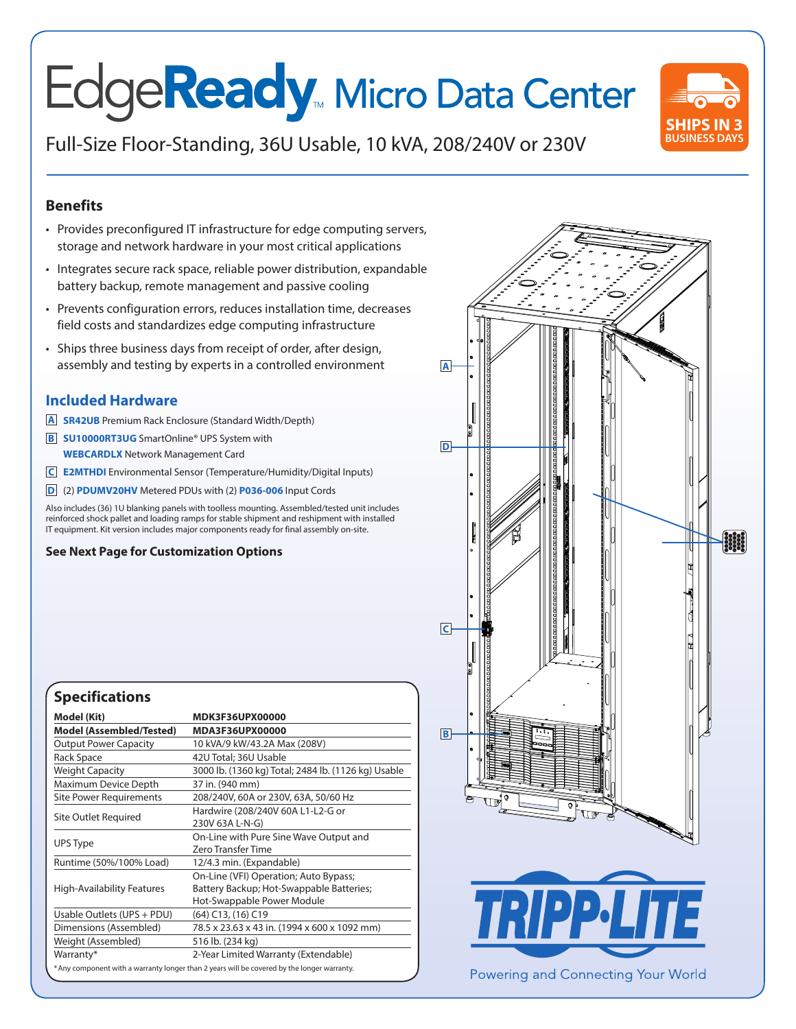# EdgeReady™ Micro Data Center

Full-Size Floor-Standing, 36U Usable, 10 kVA, 208/240V or 230V

SHIPS IN 3 BUSINESS DAYS

## Benefits

- Provides preconfigured IT infrastructure for edge computing servers, storage and network hardware in your most critical applications
- Integrates secure rack space, reliable power distribution, expandable battery backup, remote management and passive cooling
- Prevents configuration errors, reduces installation time, decreases field costs and standardizes edge computing infrastructure
- Ships three business days from receipt of order, after design, assembly and testing by experts in a controlled environment

## Included Hardware

**A** **SR42UB** Premium Rack Enclosure (Standard Width/Depth)

**B** **SU10000RT3UG** SmartOnline® UPS System with **WEBCARDLX** Network Management Card

**C** **E2MTHDI** Environmental Sensor (Temperature/Humidity/Digital Inputs)

**D** (2) **PDUMV20HV** Metered PDUs with (2) **P036-006** Input Cords

Also includes (36) 1U blanking panels with toolless mounting. Assembled/tested unit includes reinforced shock pallet and loading ramps for stable shipment and reshipment with installed IT equipment. Kit version includes major components ready for final assembly on-site.

**See Next Page for Customization Options**

## Specifications

| | |
|---|---|
| **Model (Kit)** | **MDK3F36UPX00000** |
| **Model (Assembled/Tested)** | **MDA3F36UPX00000** |
| Output Power Capacity | 10 kVA/9 kW/43.2A Max (208V) |
| Rack Space | 42U Total; 36U Usable |
| Weight Capacity | 3000 lb. (1360 kg) Total; 2484 lb. (1126 kg) Usable |
| Maximum Device Depth | 37 in. (940 mm) |
| Site Power Requirements | 208/240V, 60A or 230V, 63A, 50/60 Hz |
| Site Outlet Required | Hardwire (208/240V 60A L1-L2-G or 230V 63A L-N-G) |
| UPS Type | On-Line with Pure Sine Wave Output and Zero Transfer Time |
| Runtime (50%/100% Load) | 12/4.3 min. (Expandable) |
| High-Availability Features | On-Line (VFI) Operation; Auto Bypass; Battery Backup; Hot-Swappable Batteries; Hot-Swappable Power Module |
| Usable Outlets (UPS + PDU) | (64) C13, (16) C19 |
| Dimensions (Assembled) | 78.5 x 23.63 x 43 in. (1994 x 600 x 1092 mm) |
| Weight (Assembled) | 516 lb. (234 kg) |
| Warranty* | 2-Year Limited Warranty (Extendable) |

* Any component with a warranty longer than 2 years will be covered by the longer warranty.

TRIPP·LITE

Powering and Connecting Your World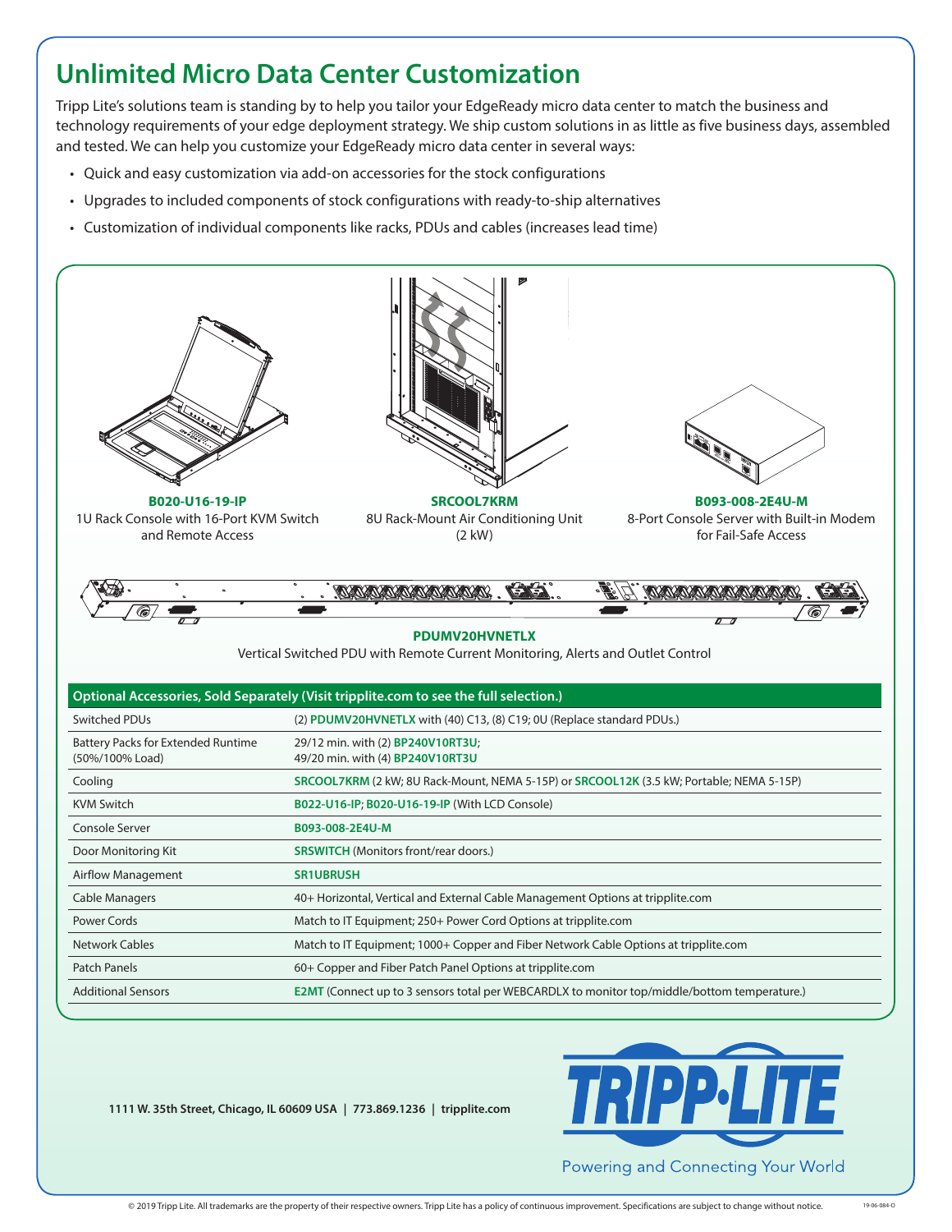# Unlimited Micro Data Center Customization

Tripp Lite's solutions team is standing by to help you tailor your EdgeReady micro data center to match the business and technology requirements of your edge deployment strategy. We ship custom solutions in as little as five business days, assembled and tested. We can help you customize your EdgeReady micro data center in several ways:

- Quick and easy customization via add-on accessories for the stock configurations
- Upgrades to included components of stock configurations with ready-to-ship alternatives
- Customization of individual components like racks, PDUs and cables (increases lead time)

**B020-U16-19-IP**
1U Rack Console with 16-Port KVM Switch and Remote Access

**SRCOOL7KRM**
8U Rack-Mount Air Conditioning Unit (2 kW)

**B093-008-2E4U-M**
8-Port Console Server with Built-in Modem for Fail-Safe Access

**PDUMV20HVNETLX**
Vertical Switched PDU with Remote Current Monitoring, Alerts and Outlet Control

| Optional Accessories, Sold Separately (Visit tripplite.com to see the full selection.) | |
|---|---|
| Switched PDUs | (2) **PDUMV20HVNETLX** with (40) C13, (8) C19; 0U (Replace standard PDUs.) |
| Battery Packs for Extended Runtime (50%/100% Load) | 29/12 min. with (2) **BP240V10RT3U**; 49/20 min. with (4) **BP240V10RT3U** |
| Cooling | **SRCOOL7KRM** (2 kW; 8U Rack-Mount, NEMA 5-15P) or **SRCOOL12K** (3.5 kW; Portable; NEMA 5-15P) |
| KVM Switch | **B022-U16-IP**; **B020-U16-19-IP** (With LCD Console) |
| Console Server | **B093-008-2E4U-M** |
| Door Monitoring Kit | **SRSWITCH** (Monitors front/rear doors.) |
| Airflow Management | **SR1UBRUSH** |
| Cable Managers | 40+ Horizontal, Vertical and External Cable Management Options at tripplite.com |
| Power Cords | Match to IT Equipment; 250+ Power Cord Options at tripplite.com |
| Network Cables | Match to IT Equipment; 1000+ Copper and Fiber Network Cable Options at tripplite.com |
| Patch Panels | 60+ Copper and Fiber Patch Panel Options at tripplite.com |
| Additional Sensors | **E2MT** (Connect up to 3 sensors total per WEBCARDLX to monitor top/middle/bottom temperature.) |

**1111 W. 35th Street, Chicago, IL 60609 USA | 773.869.1236 | tripplite.com**

TRIPP·LITE
Powering and Connecting Your World

© 2019 Tripp Lite. All trademarks are the property of their respective owners. Tripp Lite has a policy of continuous improvement. Specifications are subject to change without notice.

19-06-084-O